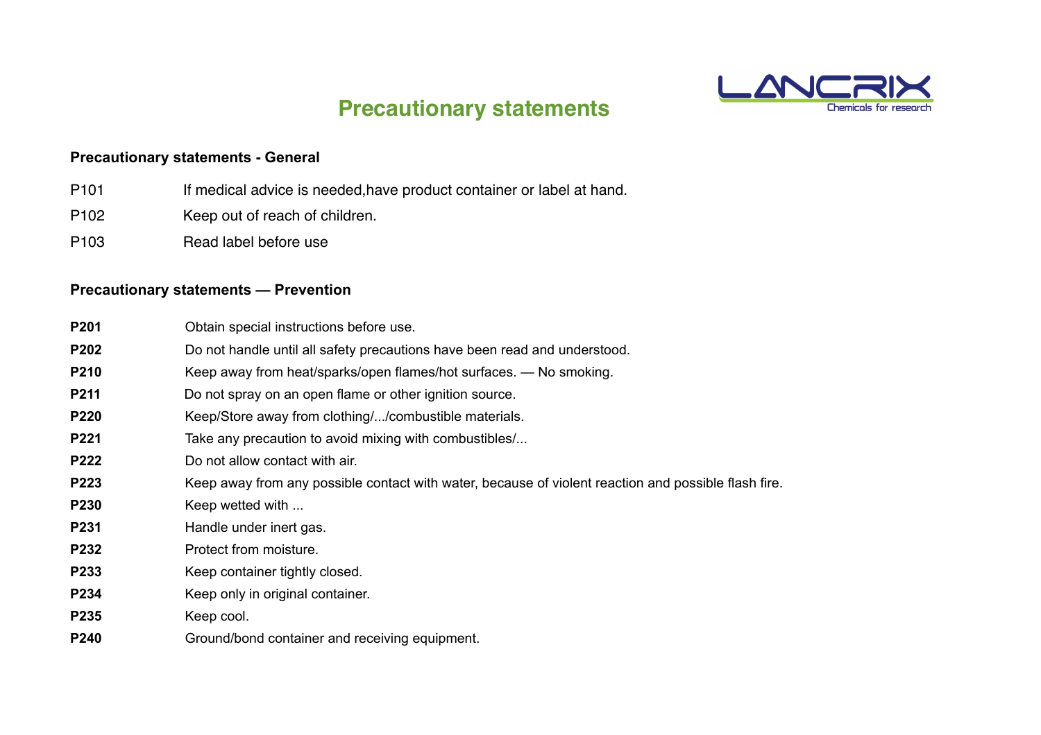# Precautionary statements

LANCRIX
Chemicals for research

## Precautionary statements - General

P101 If medical advice is needed,have product container or label at hand.

P102 Keep out of reach of children.

P103 Read label before use

## Precautionary statements — Prevention

**P201** Obtain special instructions before use.

**P202** Do not handle until all safety precautions have been read and understood.

**P210** Keep away from heat/sparks/open flames/hot surfaces. — No smoking.

**P211** Do not spray on an open flame or other ignition source.

**P220** Keep/Store away from clothing/.../combustible materials.

**P221** Take any precaution to avoid mixing with combustibles/...

**P222** Do not allow contact with air.

**P223** Keep away from any possible contact with water, because of violent reaction and possible flash fire.

**P230** Keep wetted with ...

**P231** Handle under inert gas.

**P232** Protect from moisture.

**P233** Keep container tightly closed.

**P234** Keep only in original container.

**P235** Keep cool.

**P240** Ground/bond container and receiving equipment.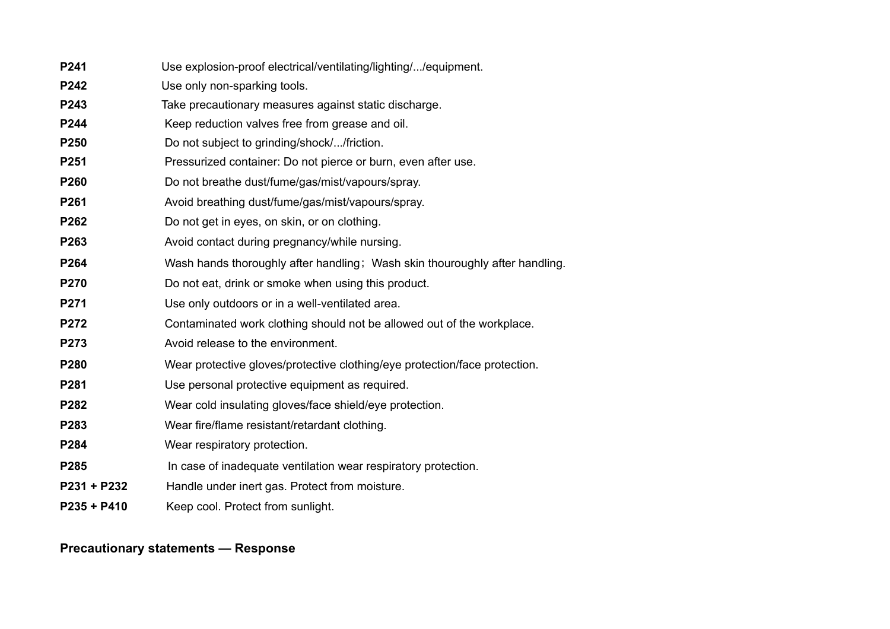| | |
|---|---|
| **P241** | Use explosion-proof electrical/ventilating/lighting/.../equipment. |
| **P242** | Use only non-sparking tools. |
| **P243** | Take precautionary measures against static discharge. |
| **P244** | Keep reduction valves free from grease and oil. |
| **P250** | Do not subject to grinding/shock/.../friction. |
| **P251** | Pressurized container: Do not pierce or burn, even after use. |
| **P260** | Do not breathe dust/fume/gas/mist/vapours/spray. |
| **P261** | Avoid breathing dust/fume/gas/mist/vapours/spray. |
| **P262** | Do not get in eyes, on skin, or on clothing. |
| **P263** | Avoid contact during pregnancy/while nursing. |
| **P264** | Wash hands thoroughly after handling；Wash skin thouroughly after handling. |
| **P270** | Do not eat, drink or smoke when using this product. |
| **P271** | Use only outdoors or in a well-ventilated area. |
| **P272** | Contaminated work clothing should not be allowed out of the workplace. |
| **P273** | Avoid release to the environment. |
| **P280** | Wear protective gloves/protective clothing/eye protection/face protection. |
| **P281** | Use personal protective equipment as required. |
| **P282** | Wear cold insulating gloves/face shield/eye protection. |
| **P283** | Wear fire/flame resistant/retardant clothing. |
| **P284** | Wear respiratory protection. |
| **P285** | In case of inadequate ventilation wear respiratory protection. |
| **P231 + P232** | Handle under inert gas. Protect from moisture. |
| **P235 + P410** | Keep cool. Protect from sunlight. |

**Precautionary statements — Response**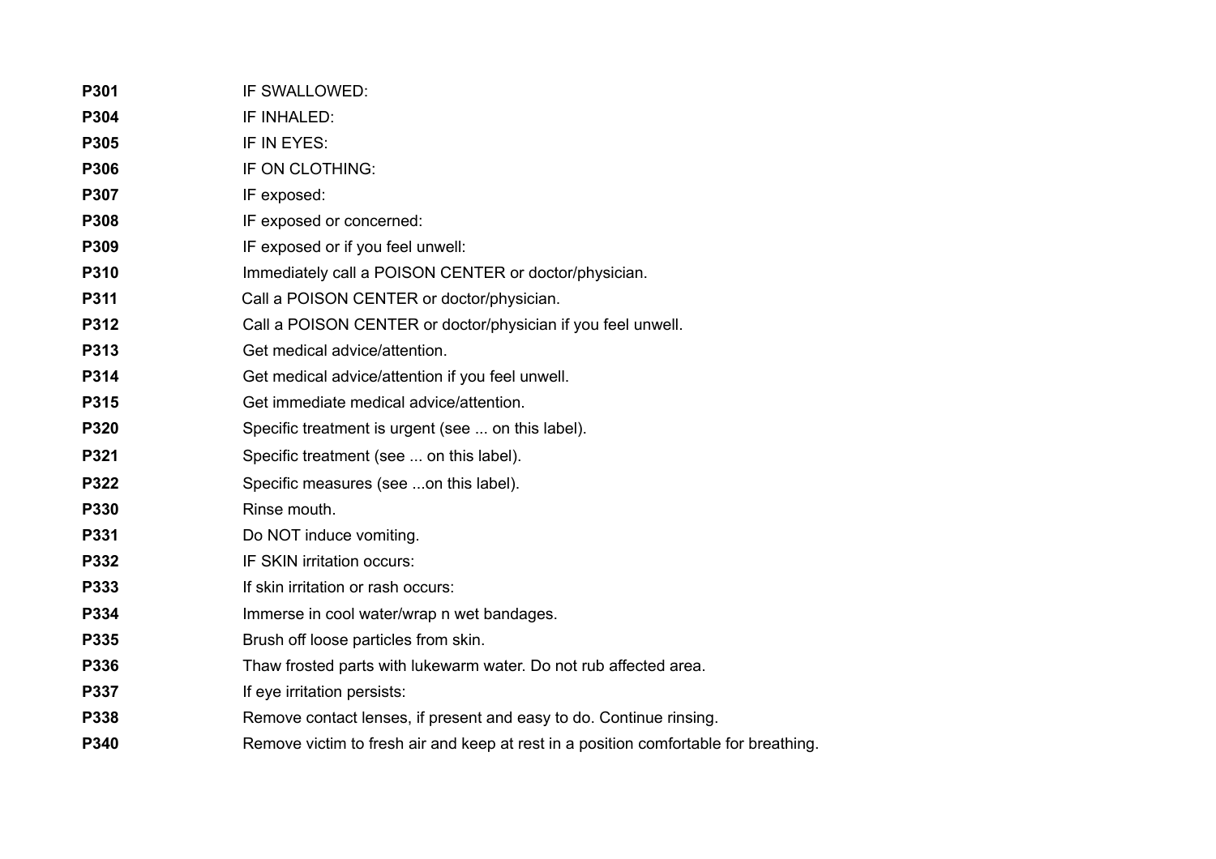| | |
|---|---|
| **P301** | IF SWALLOWED: |
| **P304** | IF INHALED: |
| **P305** | IF IN EYES: |
| **P306** | IF ON CLOTHING: |
| **P307** | IF exposed: |
| **P308** | IF exposed or concerned: |
| **P309** | IF exposed or if you feel unwell: |
| **P310** | Immediately call a POISON CENTER or doctor/physician. |
| **P311** | Call a POISON CENTER or doctor/physician. |
| **P312** | Call a POISON CENTER or doctor/physician if you feel unwell. |
| **P313** | Get medical advice/attention. |
| **P314** | Get medical advice/attention if you feel unwell. |
| **P315** | Get immediate medical advice/attention. |
| **P320** | Specific treatment is urgent (see ... on this label). |
| **P321** | Specific treatment (see ... on this label). |
| **P322** | Specific measures (see ...on this label). |
| **P330** | Rinse mouth. |
| **P331** | Do NOT induce vomiting. |
| **P332** | IF SKIN irritation occurs: |
| **P333** | If skin irritation or rash occurs: |
| **P334** | Immerse in cool water/wrap n wet bandages. |
| **P335** | Brush off loose particles from skin. |
| **P336** | Thaw frosted parts with lukewarm water. Do not rub affected area. |
| **P337** | If eye irritation persists: |
| **P338** | Remove contact lenses, if present and easy to do. Continue rinsing. |
| **P340** | Remove victim to fresh air and keep at rest in a position comfortable for breathing. |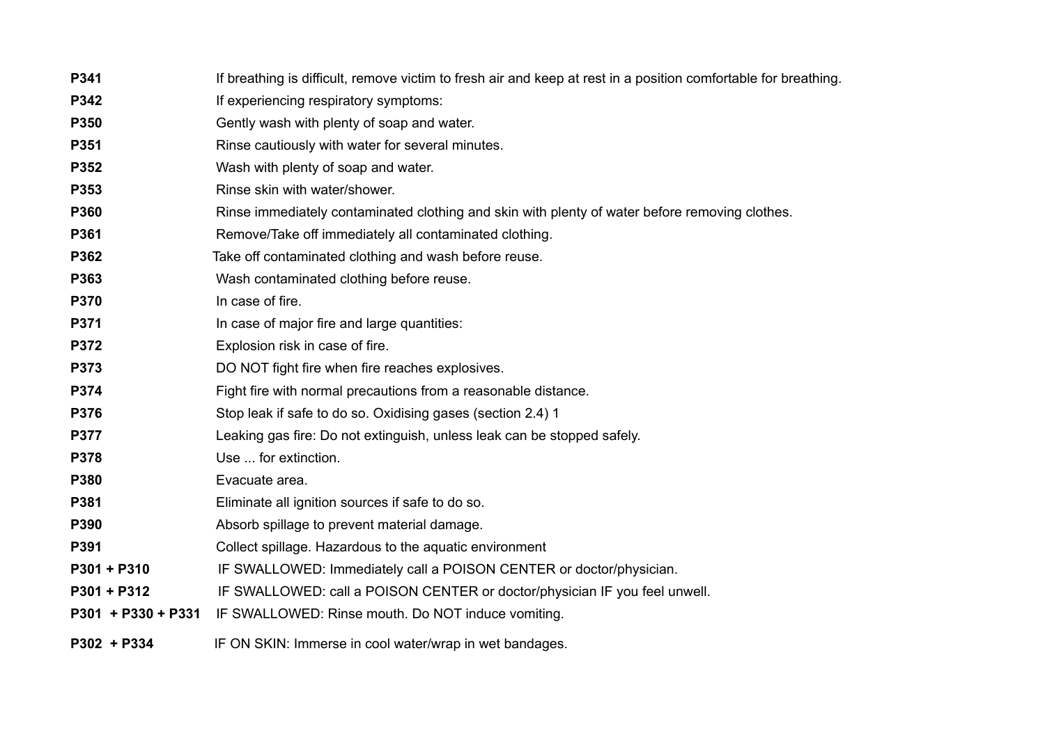| | |
|---|---|
| **P341** | If breathing is difficult, remove victim to fresh air and keep at rest in a position comfortable for breathing. |
| **P342** | If experiencing respiratory symptoms: |
| **P350** | Gently wash with plenty of soap and water. |
| **P351** | Rinse cautiously with water for several minutes. |
| **P352** | Wash with plenty of soap and water. |
| **P353** | Rinse skin with water/shower. |
| **P360** | Rinse immediately contaminated clothing and skin with plenty of water before removing clothes. |
| **P361** | Remove/Take off immediately all contaminated clothing. |
| **P362** | Take off contaminated clothing and wash before reuse. |
| **P363** | Wash contaminated clothing before reuse. |
| **P370** | In case of fire. |
| **P371** | In case of major fire and large quantities: |
| **P372** | Explosion risk in case of fire. |
| **P373** | DO NOT fight fire when fire reaches explosives. |
| **P374** | Fight fire with normal precautions from a reasonable distance. |
| **P376** | Stop leak if safe to do so. Oxidising gases (section 2.4) 1 |
| **P377** | Leaking gas fire: Do not extinguish, unless leak can be stopped safely. |
| **P378** | Use ... for extinction. |
| **P380** | Evacuate area. |
| **P381** | Eliminate all ignition sources if safe to do so. |
| **P390** | Absorb spillage to prevent material damage. |
| **P391** | Collect spillage. Hazardous to the aquatic environment |
| **P301 + P310** | IF SWALLOWED: Immediately call a POISON CENTER or doctor/physician. |
| **P301 + P312** | IF SWALLOWED: call a POISON CENTER or doctor/physician IF you feel unwell. |
| **P301 + P330 + P331** | IF SWALLOWED: Rinse mouth. Do NOT induce vomiting. |
| **P302 + P334** | IF ON SKIN: Immerse in cool water/wrap in wet bandages. |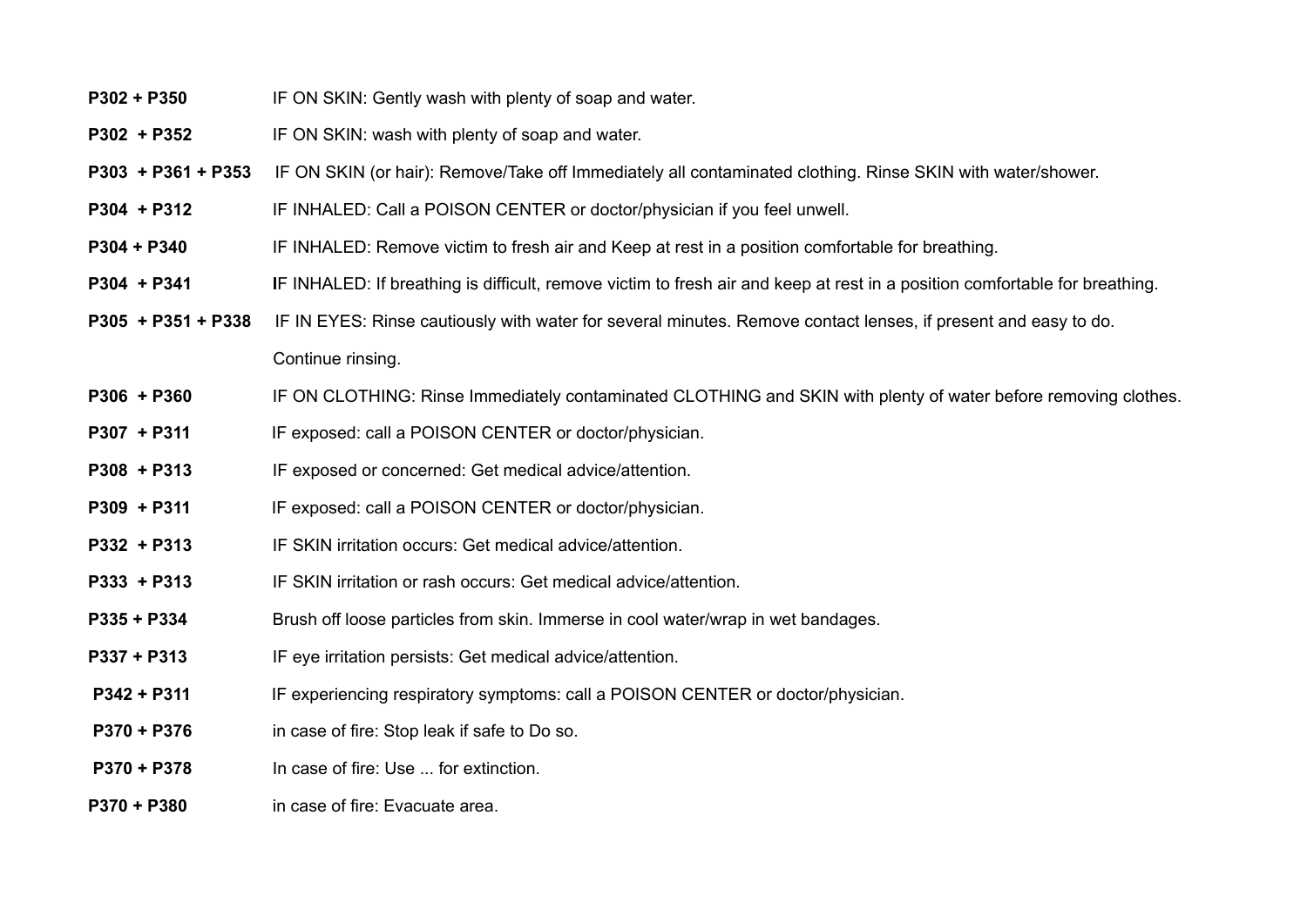**P302 + P350** IF ON SKIN: Gently wash with plenty of soap and water.

**P302 + P352** IF ON SKIN: wash with plenty of soap and water.

**P303 + P361 + P353** IF ON SKIN (or hair): Remove/Take off Immediately all contaminated clothing. Rinse SKIN with water/shower.

**P304 + P312** IF INHALED: Call a POISON CENTER or doctor/physician if you feel unwell.

**P304 + P340** IF INHALED: Remove victim to fresh air and Keep at rest in a position comfortable for breathing.

**P304 + P341** IF INHALED: If breathing is difficult, remove victim to fresh air and keep at rest in a position comfortable for breathing.

**P305 + P351 + P338** IF IN EYES: Rinse cautiously with water for several minutes. Remove contact lenses, if present and easy to do. Continue rinsing.

**P306 + P360** IF ON CLOTHING: Rinse Immediately contaminated CLOTHING and SKIN with plenty of water before removing clothes.

**P307 + P311** IF exposed: call a POISON CENTER or doctor/physician.

**P308 + P313** IF exposed or concerned: Get medical advice/attention.

**P309 + P311** IF exposed: call a POISON CENTER or doctor/physician.

**P332 + P313** IF SKIN irritation occurs: Get medical advice/attention.

**P333 + P313** IF SKIN irritation or rash occurs: Get medical advice/attention.

**P335 + P334** Brush off loose particles from skin. Immerse in cool water/wrap in wet bandages.

**P337 + P313** IF eye irritation persists: Get medical advice/attention.

**P342 + P311** IF experiencing respiratory symptoms: call a POISON CENTER or doctor/physician.

**P370 + P376** in case of fire: Stop leak if safe to Do so.

**P370 + P378** In case of fire: Use ... for extinction.

**P370 + P380** in case of fire: Evacuate area.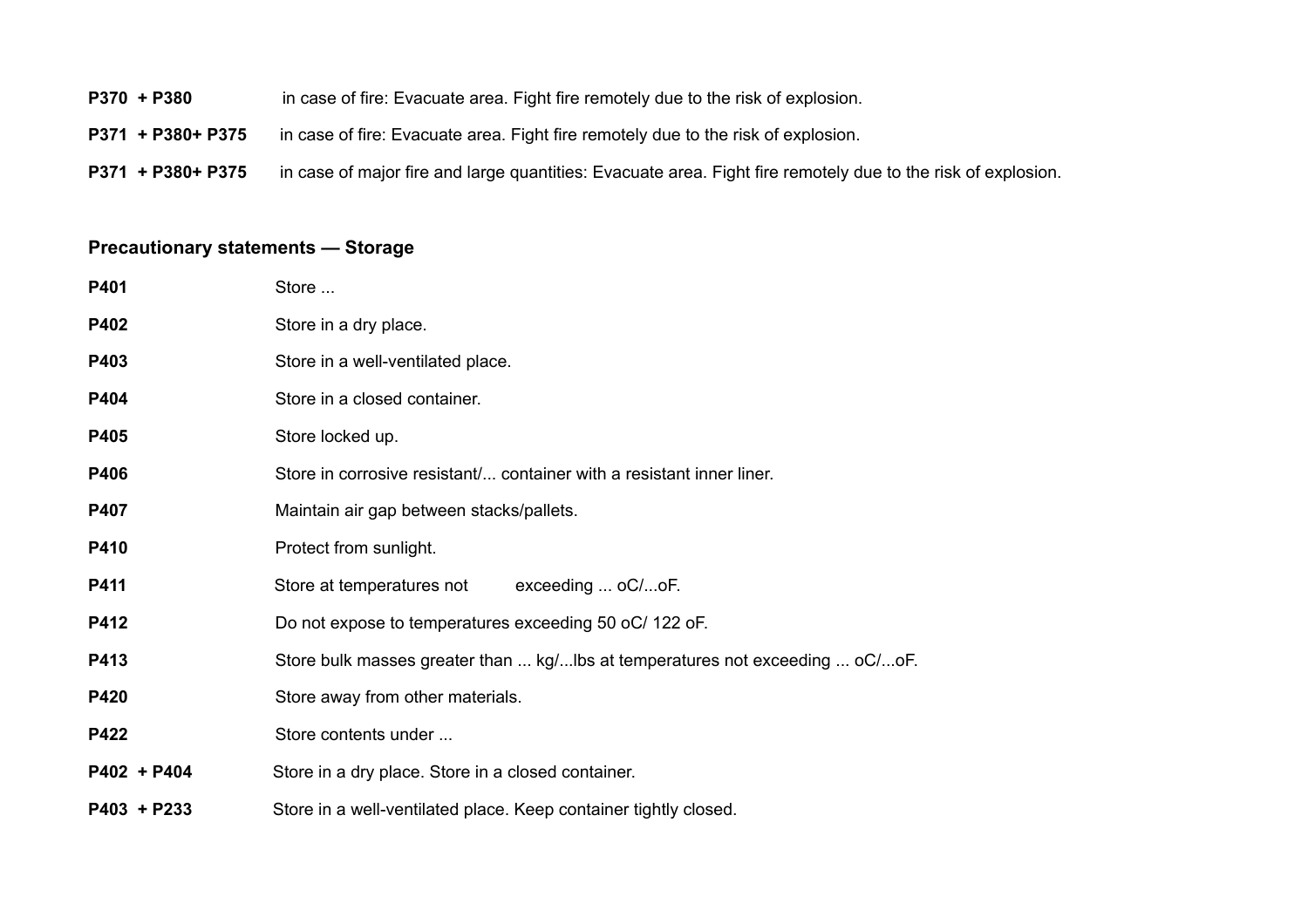**P370 + P380** in case of fire: Evacuate area. Fight fire remotely due to the risk of explosion.

**P371 + P380+ P375** in case of fire: Evacuate area. Fight fire remotely due to the risk of explosion.

**P371 + P380+ P375** in case of major fire and large quantities: Evacuate area. Fight fire remotely due to the risk of explosion.

## Precautionary statements — Storage

**P401** Store ...

**P402** Store in a dry place.

**P403** Store in a well-ventilated place.

**P404** Store in a closed container.

**P405** Store locked up.

**P406** Store in corrosive resistant/... container with a resistant inner liner.

**P407** Maintain air gap between stacks/pallets.

**P410** Protect from sunlight.

**P411** Store at temperatures not exceeding ... oC/...oF.

**P412** Do not expose to temperatures exceeding 50 oC/ 122 oF.

**P413** Store bulk masses greater than ... kg/...lbs at temperatures not exceeding ... oC/...oF.

**P420** Store away from other materials.

**P422** Store contents under ...

**P402 + P404** Store in a dry place. Store in a closed container.

**P403 + P233** Store in a well-ventilated place. Keep container tightly closed.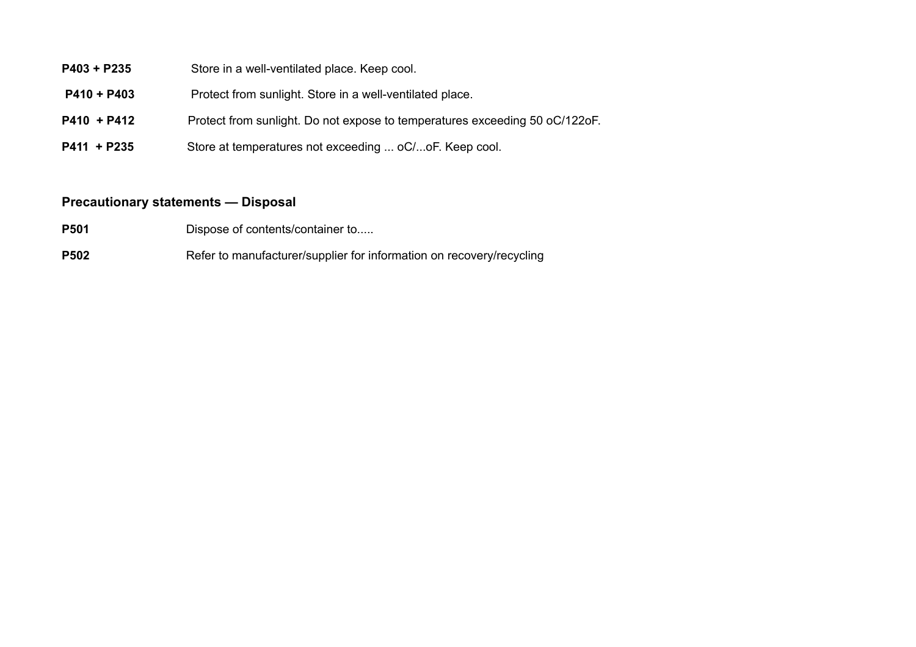| | |
|---|---|
| **P403 + P235** | Store in a well-ventilated place. Keep cool. |
| **P410 + P403** | Protect from sunlight. Store in a well-ventilated place. |
| **P410 + P412** | Protect from sunlight. Do not expose to temperatures exceeding 50 oC/122oF. |
| **P411 + P235** | Store at temperatures not exceeding ... oC/...oF. Keep cool. |

### Precautionary statements — Disposal

| | |
|---|---|
| **P501** | Dispose of contents/container to..... |
| **P502** | Refer to manufacturer/supplier for information on recovery/recycling |